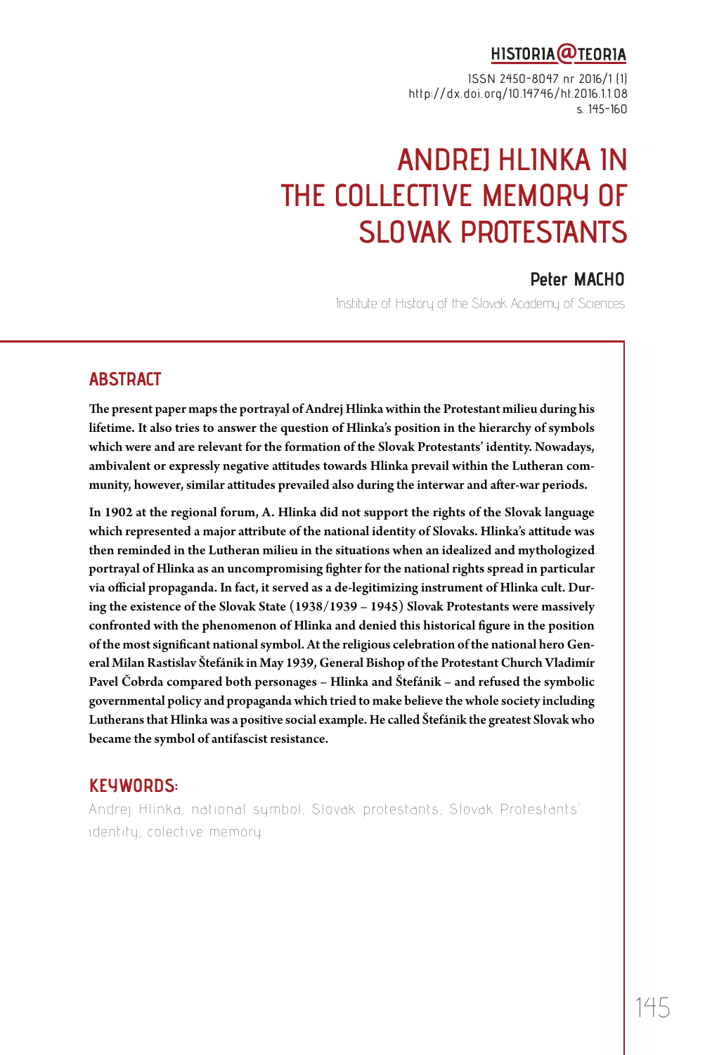# ANDREJ HLINKA IN THE COLLECTIVE MEMORY OF SLOVAK PROTESTANTS

**Peter MACHO**

Institute of History of the Slovak Academy of Sciences

## ABSTRACT

**The present paper maps the portrayal of Andrej Hlinka within the Protestant milieu during his lifetime. It also tries to answer the question of Hlinka's position in the hierarchy of symbols which were and are relevant for the formation of the Slovak Protestants' identity. Nowadays, ambivalent or expressly negative attitudes towards Hlinka prevail within the Lutheran community, however, similar attitudes prevailed also during the interwar and after-war periods.**

**In 1902 at the regional forum, A. Hlinka did not support the rights of the Slovak language which represented a major attribute of the national identity of Slovaks. Hlinka's attitude was then reminded in the Lutheran milieu in the situations when an idealized and mythologized portrayal of Hlinka as an uncompromising fighter for the national rights spread in particular via official propaganda. In fact, it served as a de-legitimizing instrument of Hlinka cult. During the existence of the Slovak State (1938/1939 – 1945) Slovak Protestants were massively confronted with the phenomenon of Hlinka and denied this historical figure in the position of the most significant national symbol. At the religious celebration of the national hero General Milan Rastislav Štefánik in May 1939, General Bishop of the Protestant Church Vladimír Pavel Čobrda compared both personages – Hlinka and Štefánik – and refused the symbolic governmental policy and propaganda which tried to make believe the whole society including Lutherans that Hlinka was a positive social example. He called Štefánik the greatest Slovak who became the symbol of antifascist resistance.**

## KEYWORDS:

Andrej Hlinka; national symbol; Slovak protestants; Slovak Protestants' identity; colective memory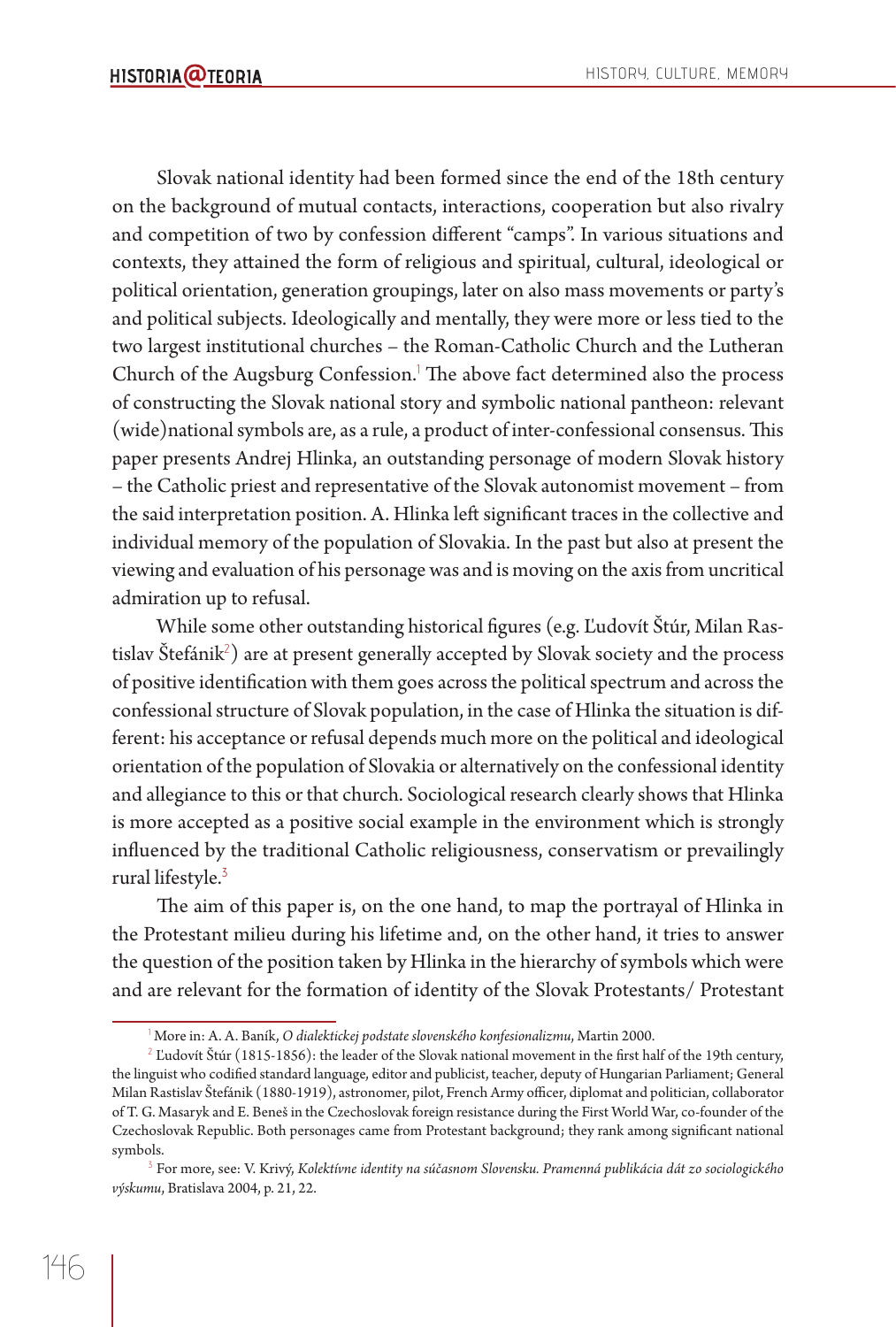Slovak national identity had been formed since the end of the 18th century on the background of mutual contacts, interactions, cooperation but also rivalry and competition of two by confession different "camps". In various situations and contexts, they attained the form of religious and spiritual, cultural, ideological or political orientation, generation groupings, later on also mass movements or party's and political subjects. Ideologically and mentally, they were more or less tied to the two largest institutional churches – the Roman-Catholic Church and the Lutheran Church of the Augsburg Confession.[1] The above fact determined also the process of constructing the Slovak national story and symbolic national pantheon: relevant (wide)national symbols are, as a rule, a product of inter-confessional consensus. This paper presents Andrej Hlinka, an outstanding personage of modern Slovak history – the Catholic priest and representative of the Slovak autonomist movement – from the said interpretation position. A. Hlinka left significant traces in the collective and individual memory of the population of Slovakia. In the past but also at present the viewing and evaluation of his personage was and is moving on the axis from uncritical admiration up to refusal.

While some other outstanding historical figures (e.g. Ľudovít Štúr, Milan Rastislav Štefánik[2]) are at present generally accepted by Slovak society and the process of positive identification with them goes across the political spectrum and across the confessional structure of Slovak population, in the case of Hlinka the situation is different: his acceptance or refusal depends much more on the political and ideological orientation of the population of Slovakia or alternatively on the confessional identity and allegiance to this or that church. Sociological research clearly shows that Hlinka is more accepted as a positive social example in the environment which is strongly influenced by the traditional Catholic religiousness, conservatism or prevailingly rural lifestyle.[3]

The aim of this paper is, on the one hand, to map the portrayal of Hlinka in the Protestant milieu during his lifetime and, on the other hand, it tries to answer the question of the position taken by Hlinka in the hierarchy of symbols which were and are relevant for the formation of identity of the Slovak Protestants/ Protestant

---

[1] More in: A. A. Baník, *O dialektickej podstate slovenského konfesionalizmu*, Martin 2000.

[2] Ľudovít Štúr (1815-1856): the leader of the Slovak national movement in the first half of the 19th century, the linguist who codified standard language, editor and publicist, teacher, deputy of Hungarian Parliament; General Milan Rastislav Štefánik (1880-1919), astronomer, pilot, French Army officer, diplomat and politician, collaborator of T. G. Masaryk and E. Beneš in the Czechoslovak foreign resistance during the First World War, co-founder of the Czechoslovak Republic. Both personages came from Protestant background; they rank among significant national symbols.

[3] For more, see: V. Krivý, *Kolektívne identity na súčasnom Slovensku. Pramenná publikácia dát zo sociologického výskumu*, Bratislava 2004, p. 21, 22.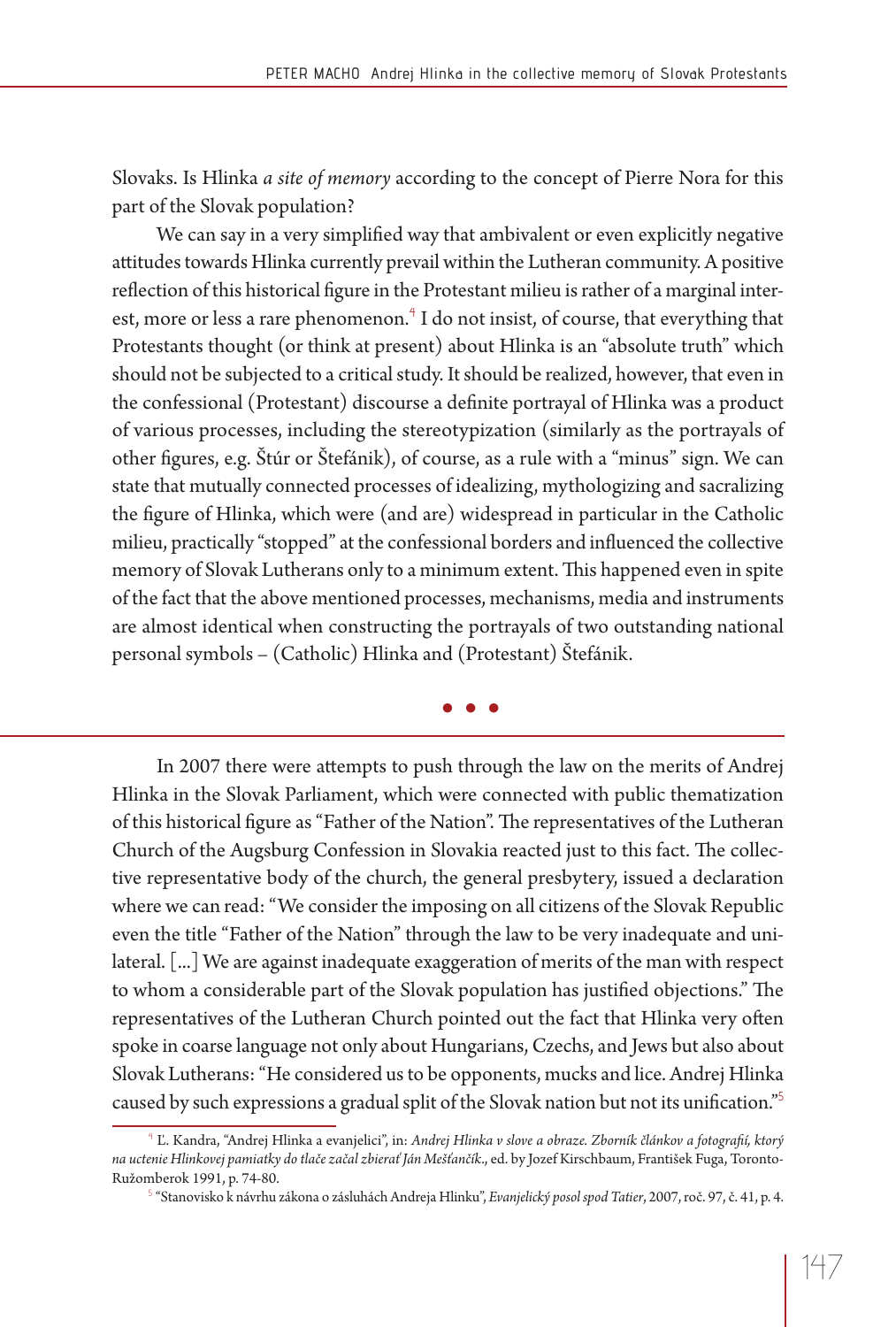Slovaks. Is Hlinka *a site of memory* according to the concept of Pierre Nora for this part of the Slovak population?

We can say in a very simplified way that ambivalent or even explicitly negative attitudes towards Hlinka currently prevail within the Lutheran community. A positive reflection of this historical figure in the Protestant milieu is rather of a marginal interest, more or less a rare phenomenon.[4] I do not insist, of course, that everything that Protestants thought (or think at present) about Hlinka is an "absolute truth" which should not be subjected to a critical study. It should be realized, however, that even in the confessional (Protestant) discourse a definite portrayal of Hlinka was a product of various processes, including the stereotypization (similarly as the portrayals of other figures, e.g. Štúr or Štefánik), of course, as a rule with a "minus" sign. We can state that mutually connected processes of idealizing, mythologizing and sacralizing the figure of Hlinka, which were (and are) widespread in particular in the Catholic milieu, practically "stopped" at the confessional borders and influenced the collective memory of Slovak Lutherans only to a minimum extent. This happened even in spite of the fact that the above mentioned processes, mechanisms, media and instruments are almost identical when constructing the portrayals of two outstanding national personal symbols – (Catholic) Hlinka and (Protestant) Štefánik.

• • •

In 2007 there were attempts to push through the law on the merits of Andrej Hlinka in the Slovak Parliament, which were connected with public thematization of this historical figure as "Father of the Nation". The representatives of the Lutheran Church of the Augsburg Confession in Slovakia reacted just to this fact. The collective representative body of the church, the general presbytery, issued a declaration where we can read: "We consider the imposing on all citizens of the Slovak Republic even the title "Father of the Nation" through the law to be very inadequate and unilateral. [...] We are against inadequate exaggeration of merits of the man with respect to whom a considerable part of the Slovak population has justified objections." The representatives of the Lutheran Church pointed out the fact that Hlinka very often spoke in coarse language not only about Hungarians, Czechs, and Jews but also about Slovak Lutherans: "He considered us to be opponents, mucks and lice. Andrej Hlinka caused by such expressions a gradual split of the Slovak nation but not its unification."[5]

---

[4] Ľ. Kandra, "Andrej Hlinka a evanjelici", in: *Andrej Hlinka v slove a obraze. Zborník článkov a fotografií, ktorý na uctenie Hlinkovej pamiatky do tlače začal zbierať Ján Mešťančík.*, ed. by Jozef Kirschbaum, František Fuga, Toronto-Ružomberok 1991, p. 74-80.

[5] "Stanovisko k návrhu zákona o zásluhách Andreja Hlinku", *Evanjelický posol spod Tatier*, 2007, roč. 97, č. 41, p. 4.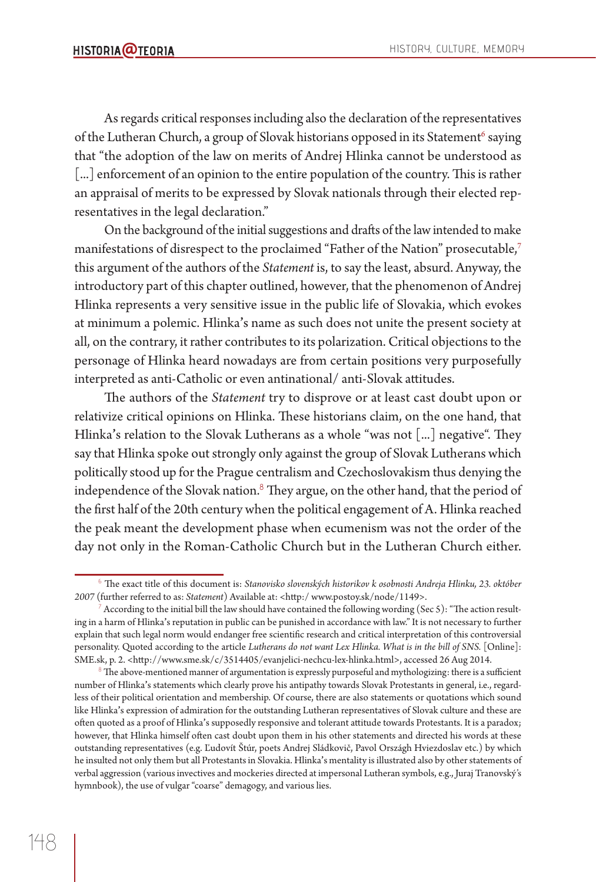As regards critical responses including also the declaration of the representatives of the Lutheran Church, a group of Slovak historians opposed in its Statement[6] saying that "the adoption of the law on merits of Andrej Hlinka cannot be understood as [...] enforcement of an opinion to the entire population of the country. This is rather an appraisal of merits to be expressed by Slovak nationals through their elected representatives in the legal declaration."

On the background of the initial suggestions and drafts of the law intended to make manifestations of disrespect to the proclaimed "Father of the Nation" prosecutable,[7] this argument of the authors of the *Statement* is, to say the least, absurd. Anyway, the introductory part of this chapter outlined, however, that the phenomenon of Andrej Hlinka represents a very sensitive issue in the public life of Slovakia, which evokes at minimum a polemic. Hlinka's name as such does not unite the present society at all, on the contrary, it rather contributes to its polarization. Critical objections to the personage of Hlinka heard nowadays are from certain positions very purposefully interpreted as anti-Catholic or even antinational/ anti-Slovak attitudes.

The authors of the *Statement* try to disprove or at least cast doubt upon or relativize critical opinions on Hlinka. These historians claim, on the one hand, that Hlinka's relation to the Slovak Lutherans as a whole "was not [...] negative". They say that Hlinka spoke out strongly only against the group of Slovak Lutherans which politically stood up for the Prague centralism and Czechoslovakism thus denying the independence of the Slovak nation.[8] They argue, on the other hand, that the period of the first half of the 20th century when the political engagement of A. Hlinka reached the peak meant the development phase when ecumenism was not the order of the day not only in the Roman-Catholic Church but in the Lutheran Church either.

---

[6] The exact title of this document is: *Stanovisko slovenských historikov k osobnosti Andreja Hlinku, 23. október 2007* (further referred to as: *Statement*) Available at: <http:/ www.postoy.sk/node/1149>.

[7] According to the initial bill the law should have contained the following wording (Sec 5): "The action resulting in a harm of Hlinka's reputation in public can be punished in accordance with law." It is not necessary to further explain that such legal norm would endanger free scientific research and critical interpretation of this controversial personality. Quoted according to the article *Lutherans do not want Lex Hlinka. What is in the bill of SNS.* [Online]: SME.sk, p. 2. <http://www.sme.sk/c/3514405/evanjelici-nechcu-lex-hlinka.html>, accessed 26 Aug 2014.

[8] The above-mentioned manner of argumentation is expressly purposeful and mythologizing: there is a sufficient number of Hlinka's statements which clearly prove his antipathy towards Slovak Protestants in general, i.e., regardless of their political orientation and membership. Of course, there are also statements or quotations which sound like Hlinka's expression of admiration for the outstanding Lutheran representatives of Slovak culture and these are often quoted as a proof of Hlinka's supposedly responsive and tolerant attitude towards Protestants. It is a paradox; however, that Hlinka himself often cast doubt upon them in his other statements and directed his words at these outstanding representatives (e.g. Ľudovít Štúr, poets Andrej Sládkovič, Pavol Országh Hviezdoslav etc.) by which he insulted not only them but all Protestants in Slovakia. Hlinka's mentality is illustrated also by other statements of verbal aggression (various invectives and mockeries directed at impersonal Lutheran symbols, e.g., Juraj Tranovský's hymnbook), the use of vulgar "coarse" demagogy, and various lies.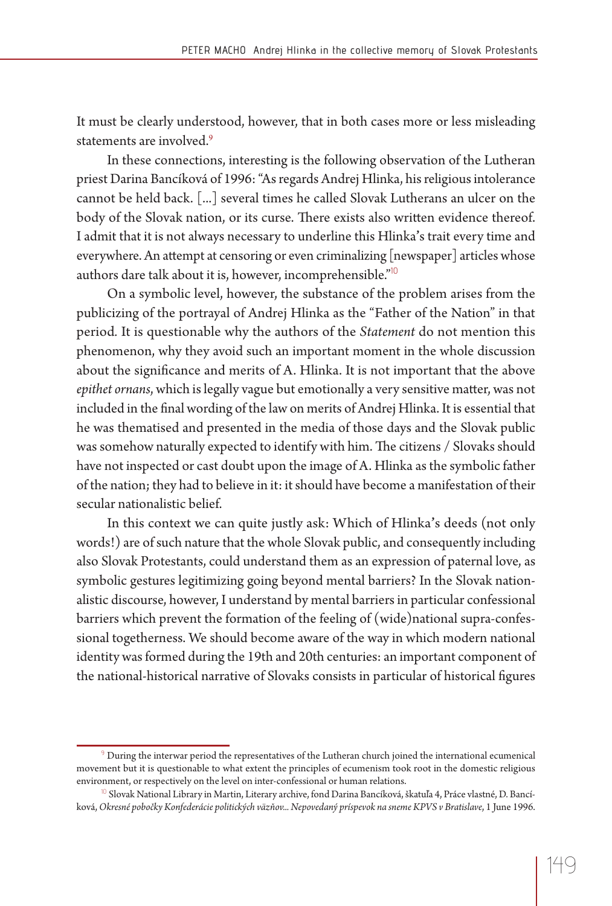It must be clearly understood, however, that in both cases more or less misleading statements are involved.[9]

In these connections, interesting is the following observation of the Lutheran priest Darina Bancíková of 1996: "As regards Andrej Hlinka, his religious intolerance cannot be held back. [...] several times he called Slovak Lutherans an ulcer on the body of the Slovak nation, or its curse. There exists also written evidence thereof. I admit that it is not always necessary to underline this Hlinka's trait every time and everywhere. An attempt at censoring or even criminalizing [newspaper] articles whose authors dare talk about it is, however, incomprehensible."[10]

On a symbolic level, however, the substance of the problem arises from the publicizing of the portrayal of Andrej Hlinka as the "Father of the Nation" in that period. It is questionable why the authors of the *Statement* do not mention this phenomenon, why they avoid such an important moment in the whole discussion about the significance and merits of A. Hlinka. It is not important that the above *epithet ornans*, which is legally vague but emotionally a very sensitive matter, was not included in the final wording of the law on merits of Andrej Hlinka. It is essential that he was thematised and presented in the media of those days and the Slovak public was somehow naturally expected to identify with him. The citizens / Slovaks should have not inspected or cast doubt upon the image of A. Hlinka as the symbolic father of the nation; they had to believe in it: it should have become a manifestation of their secular nationalistic belief.

In this context we can quite justly ask: Which of Hlinka's deeds (not only words!) are of such nature that the whole Slovak public, and consequently including also Slovak Protestants, could understand them as an expression of paternal love, as symbolic gestures legitimizing going beyond mental barriers? In the Slovak nationalistic discourse, however, I understand by mental barriers in particular confessional barriers which prevent the formation of the feeling of (wide)national supra-confessional togetherness. We should become aware of the way in which modern national identity was formed during the 19th and 20th centuries: an important component of the national-historical narrative of Slovaks consists in particular of historical figures

---

[9] During the interwar period the representatives of the Lutheran church joined the international ecumenical movement but it is questionable to what extent the principles of ecumenism took root in the domestic religious environment, or respectively on the level on inter-confessional or human relations.

[10] Slovak National Library in Martin, Literary archive, fond Darina Bancíková, škatuľa 4, Práce vlastné, D. Bancíková, *Okresné pobočky Konfederácie politických väzňov... Nepovedaný príspevok na sneme KPVS v Bratislave*, 1 June 1996.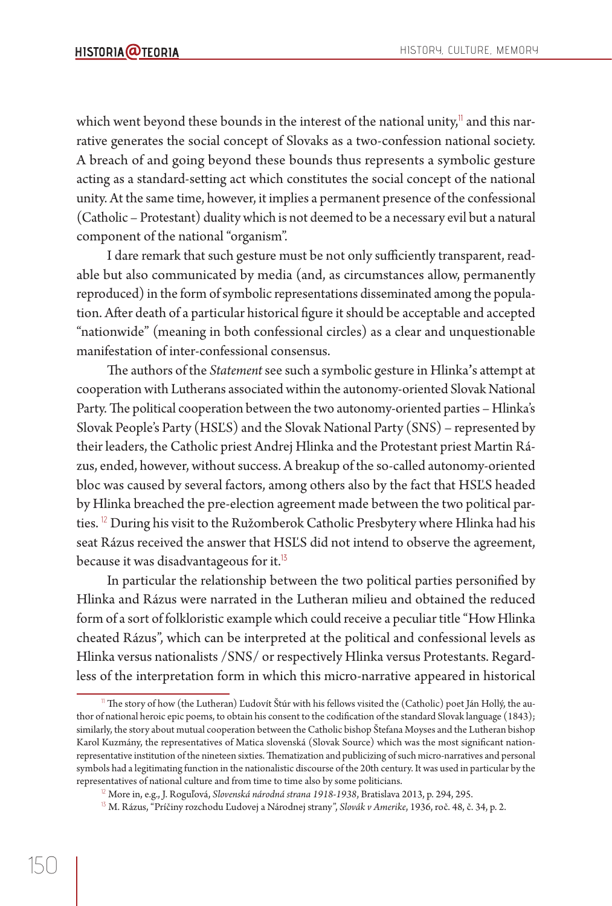which went beyond these bounds in the interest of the national unity,[11] and this narrative generates the social concept of Slovaks as a two-confession national society. A breach of and going beyond these bounds thus represents a symbolic gesture acting as a standard-setting act which constitutes the social concept of the national unity. At the same time, however, it implies a permanent presence of the confessional (Catholic – Protestant) duality which is not deemed to be a necessary evil but a natural component of the national "organism".

I dare remark that such gesture must be not only sufficiently transparent, readable but also communicated by media (and, as circumstances allow, permanently reproduced) in the form of symbolic representations disseminated among the population. After death of a particular historical figure it should be acceptable and accepted "nationwide" (meaning in both confessional circles) as a clear and unquestionable manifestation of inter-confessional consensus.

The authors of the *Statement* see such a symbolic gesture in Hlinka's attempt at cooperation with Lutherans associated within the autonomy-oriented Slovak National Party. The political cooperation between the two autonomy-oriented parties – Hlinka's Slovak People's Party (HSĽS) and the Slovak National Party (SNS) – represented by their leaders, the Catholic priest Andrej Hlinka and the Protestant priest Martin Rázus, ended, however, without success. A breakup of the so-called autonomy-oriented bloc was caused by several factors, among others also by the fact that HSĽS headed by Hlinka breached the pre-election agreement made between the two political parties. [12] During his visit to the Ružomberok Catholic Presbytery where Hlinka had his seat Rázus received the answer that HSĽS did not intend to observe the agreement, because it was disadvantageous for it.[13]

In particular the relationship between the two political parties personified by Hlinka and Rázus were narrated in the Lutheran milieu and obtained the reduced form of a sort of folkloristic example which could receive a peculiar title "How Hlinka cheated Rázus", which can be interpreted at the political and confessional levels as Hlinka versus nationalists /SNS/ or respectively Hlinka versus Protestants. Regardless of the interpretation form in which this micro-narrative appeared in historical

---

[11] The story of how (the Lutheran) Ľudovít Štúr with his fellows visited the (Catholic) poet Ján Hollý, the author of national heroic epic poems, to obtain his consent to the codification of the standard Slovak language (1843); similarly, the story about mutual cooperation between the Catholic bishop Štefana Moyses and the Lutheran bishop Karol Kuzmány, the representatives of Matica slovenská (Slovak Source) which was the most significant nation-representative institution of the nineteen sixties. Thematization and publicizing of such micro-narratives and personal symbols had a legitimating function in the nationalistic discourse of the 20th century. It was used in particular by the representatives of national culture and from time to time also by some politicians.

[12] More in, e.g., J. Roguľová, *Slovenská národná strana 1918-1938*, Bratislava 2013, p. 294, 295.

[13] M. Rázus, "Príčiny rozchodu Ľudovej a Národnej strany", *Slovák v Amerike*, 1936, roč. 48, č. 34, p. 2.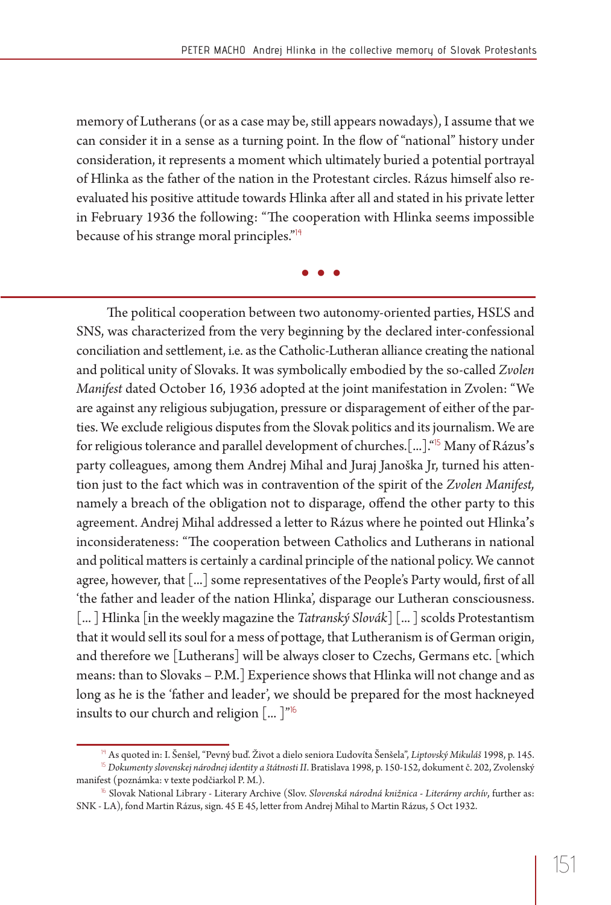memory of Lutherans (or as a case may be, still appears nowadays), I assume that we can consider it in a sense as a turning point. In the flow of "national" history under consideration, it represents a moment which ultimately buried a potential portrayal of Hlinka as the father of the nation in the Protestant circles. Rázus himself also re-evaluated his positive attitude towards Hlinka after all and stated in his private letter in February 1936 the following: "The cooperation with Hlinka seems impossible because of his strange moral principles."[14]

• • •

The political cooperation between two autonomy-oriented parties, HSĽS and SNS, was characterized from the very beginning by the declared inter-confessional conciliation and settlement, i.e. as the Catholic-Lutheran alliance creating the national and political unity of Slovaks. It was symbolically embodied by the so-called *Zvolen Manifest* dated October 16, 1936 adopted at the joint manifestation in Zvolen: "We are against any religious subjugation, pressure or disparagement of either of the parties. We exclude religious disputes from the Slovak politics and its journalism. We are for religious tolerance and parallel development of churches.[...]."[15] Many of Rázus's party colleagues, among them Andrej Mihal and Juraj Janoška Jr, turned his attention just to the fact which was in contravention of the spirit of the *Zvolen Manifest,* namely a breach of the obligation not to disparage, offend the other party to this agreement. Andrej Mihal addressed a letter to Rázus where he pointed out Hlinka's inconsiderateness: "The cooperation between Catholics and Lutherans in national and political matters is certainly a cardinal principle of the national policy. We cannot agree, however, that [...] some representatives of the People's Party would, first of all 'the father and leader of the nation Hlinka', disparage our Lutheran consciousness. [... ] Hlinka [in the weekly magazine the *Tatranský Slovák*] [... ] scolds Protestantism that it would sell its soul for a mess of pottage, that Lutheranism is of German origin, and therefore we [Lutherans] will be always closer to Czechs, Germans etc. [which means: than to Slovaks – P.M.] Experience shows that Hlinka will not change and as long as he is the 'father and leader', we should be prepared for the most hackneyed insults to our church and religion [... ]"[16]

---

[14] As quoted in: I. Šenšel, "Pevný buď. Život a dielo seniora Ľudovíta Šenšela", *Liptovský Mikuláš* 1998, p. 145.

[15] *Dokumenty slovenskej národnej identity a štátnosti II*. Bratislava 1998, p. 150-152, dokument č. 202, Zvolenský manifest (poznámka: v texte podčiarkol P. M.).

[16] Slovak National Library - Literary Archive (Slov. *Slovenská národná knižnica - Literárny archív*, further as: SNK - LA), fond Martin Rázus, sign. 45 E 45, letter from Andrej Mihal to Martin Rázus, 5 Oct 1932.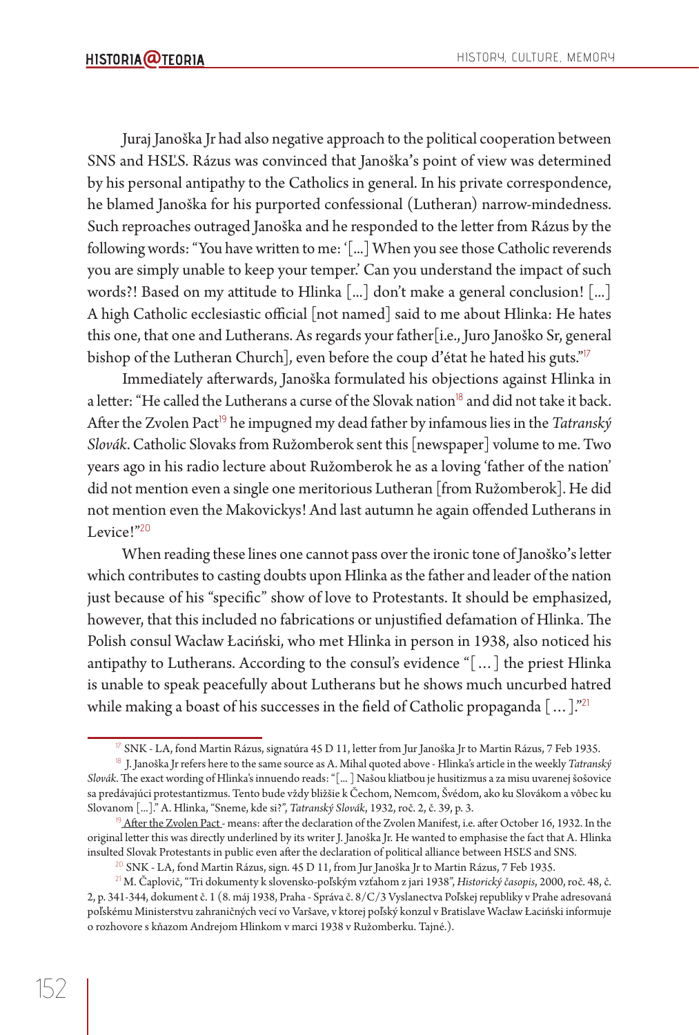Juraj Janoška Jr had also negative approach to the political cooperation between SNS and HSĽS. Rázus was convinced that Janoška's point of view was determined by his personal antipathy to the Catholics in general. In his private correspondence, he blamed Janoška for his purported confessional (Lutheran) narrow-mindedness. Such reproaches outraged Janoška and he responded to the letter from Rázus by the following words: "You have written to me: '[...] When you see those Catholic reverends you are simply unable to keep your temper.' Can you understand the impact of such words?! Based on my attitude to Hlinka [...] don't make a general conclusion! [...] A high Catholic ecclesiastic official [not named] said to me about Hlinka: He hates this one, that one and Lutherans. As regards your father[i.e., Juro Janoško Sr, general bishop of the Lutheran Church], even before the coup d'état he hated his guts."[17]

Immediately afterwards, Janoška formulated his objections against Hlinka in a letter: "He called the Lutherans a curse of the Slovak nation[18] and did not take it back. After the Zvolen Pact[19] he impugned my dead father by infamous lies in the *Tatranský Slovák*. Catholic Slovaks from Ružomberok sent this [newspaper] volume to me. Two years ago in his radio lecture about Ružomberok he as a loving 'father of the nation' did not mention even a single one meritorious Lutheran [from Ružomberok]. He did not mention even the Makovickys! And last autumn he again offended Lutherans in Levice!"[20]

When reading these lines one cannot pass over the ironic tone of Janoško's letter which contributes to casting doubts upon Hlinka as the father and leader of the nation just because of his "specific" show of love to Protestants. It should be emphasized, however, that this included no fabrications or unjustified defamation of Hlinka. The Polish consul Wacław Łaciński, who met Hlinka in person in 1938, also noticed his antipathy to Lutherans. According to the consul's evidence "[ ... ] the priest Hlinka is unable to speak peacefully about Lutherans but he shows much uncurbed hatred while making a boast of his successes in the field of Catholic propaganda [ ... ]."[21]

---

[17] SNK - LA, fond Martin Rázus, signatúra 45 D 11, letter from Jur Janoška Jr to Martin Rázus, 7 Feb 1935.

[18] J. Janoška Jr refers here to the same source as A. Mihal quoted above - Hlinka's article in the weekly *Tatranský Slovák*. The exact wording of Hlinka's innuendo reads: "[... ] Našou kliatbou je husitizmus a za misu uvarenej šošovice sa predávajúci protestantizmus. Tento bude vždy bližšie k Čechom, Nemcom, Švédom, ako ku Slovákom a vôbec ku Slovanom [...]." A. Hlinka, "Sneme, kde si?", *Tatranský Slovák*, 1932, roč. 2, č. 39, p. 3.

[19] After the Zvolen Pact - means: after the declaration of the Zvolen Manifest, i.e. after October 16, 1932. In the original letter this was directly underlined by its writer J. Janoška Jr. He wanted to emphasise the fact that A. Hlinka insulted Slovak Protestants in public even after the declaration of political alliance between HSĽS and SNS.

[20] SNK - LA, fond Martin Rázus, sign. 45 D 11, from Jur Janoška Jr to Martin Rázus, 7 Feb 1935.

[21] M. Čaplovič, "Tri dokumenty k slovensko-poľským vzťahom z jari 1938", *Historický časopis*, 2000, roč. 48, č. 2, p. 341-344, dokument č. 1 (8. máj 1938, Praha - Správa č. 8/C/3 Vyslanectva Poľskej republiky v Prahe adresovaná poľskému Ministerstvu zahraničných vecí vo Varšave, v ktorej poľský konzul v Bratislave Wacław Łaciński informuje o rozhovore s kňazom Andrejom Hlinkom v marci 1938 v Ružomberku. Tajné.).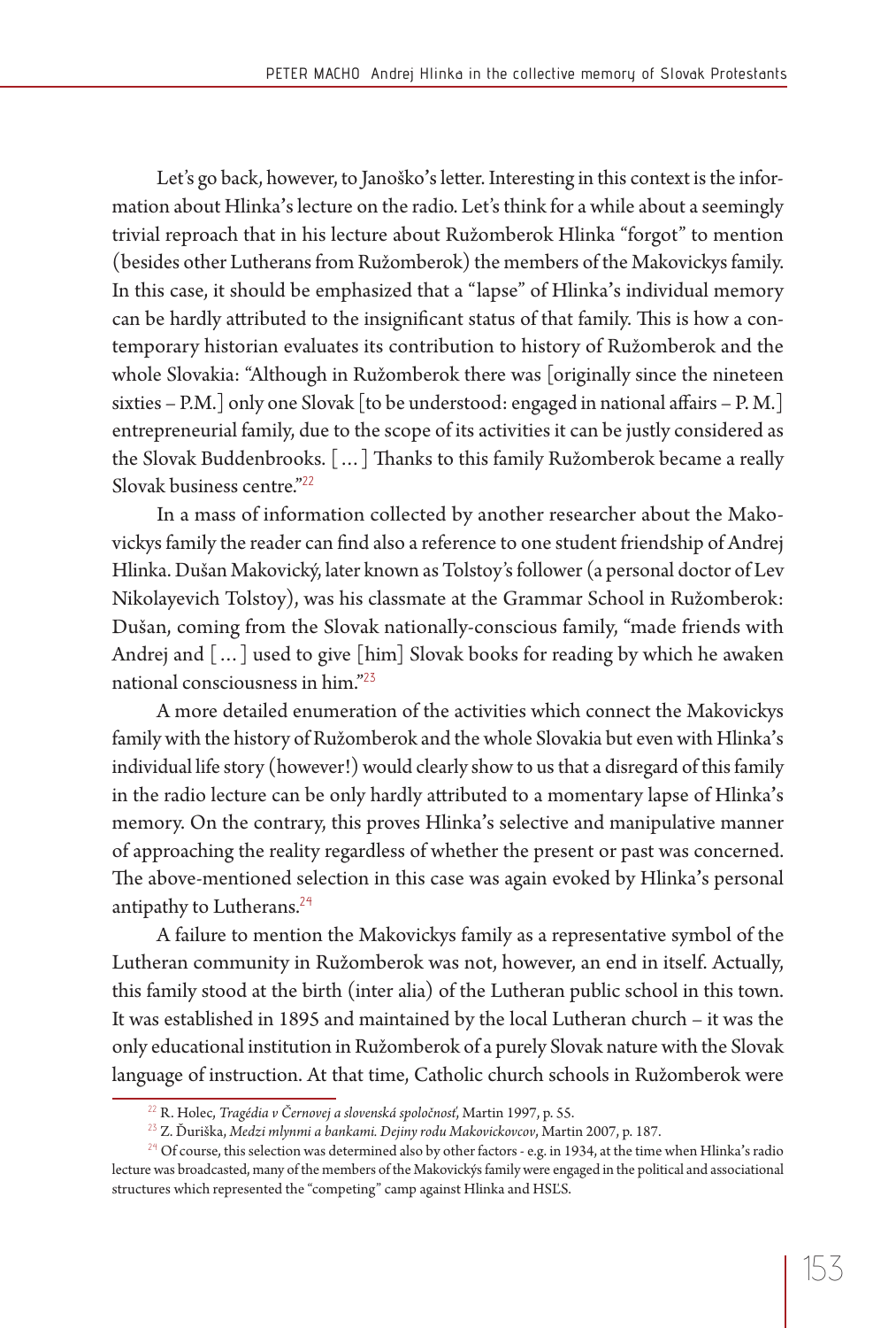Let's go back, however, to Janoško's letter. Interesting in this context is the information about Hlinka's lecture on the radio. Let's think for a while about a seemingly trivial reproach that in his lecture about Ružomberok Hlinka "forgot" to mention (besides other Lutherans from Ružomberok) the members of the Makovickys family. In this case, it should be emphasized that a "lapse" of Hlinka's individual memory can be hardly attributed to the insignificant status of that family. This is how a contemporary historian evaluates its contribution to history of Ružomberok and the whole Slovakia: "Although in Ružomberok there was [originally since the nineteen sixties – P.M.] only one Slovak [to be understood: engaged in national affairs – P. M.] entrepreneurial family, due to the scope of its activities it can be justly considered as the Slovak Buddenbrooks. [...] Thanks to this family Ružomberok became a really Slovak business centre."[22]

In a mass of information collected by another researcher about the Makovickys family the reader can find also a reference to one student friendship of Andrej Hlinka. Dušan Makovický, later known as Tolstoy's follower (a personal doctor of Lev Nikolayevich Tolstoy), was his classmate at the Grammar School in Ružomberok: Dušan, coming from the Slovak nationally-conscious family, "made friends with Andrej and [...] used to give [him] Slovak books for reading by which he awaken national consciousness in him."[23]

A more detailed enumeration of the activities which connect the Makovickys family with the history of Ružomberok and the whole Slovakia but even with Hlinka's individual life story (however!) would clearly show to us that a disregard of this family in the radio lecture can be only hardly attributed to a momentary lapse of Hlinka's memory. On the contrary, this proves Hlinka's selective and manipulative manner of approaching the reality regardless of whether the present or past was concerned. The above-mentioned selection in this case was again evoked by Hlinka's personal antipathy to Lutherans.[24]

A failure to mention the Makovickys family as a representative symbol of the Lutheran community in Ružomberok was not, however, an end in itself. Actually, this family stood at the birth (inter alia) of the Lutheran public school in this town. It was established in 1895 and maintained by the local Lutheran church – it was the only educational institution in Ružomberok of a purely Slovak nature with the Slovak language of instruction. At that time, Catholic church schools in Ružomberok were

---

[22] R. Holec, *Tragédia v Černovej a slovenská spoločnosť*, Martin 1997, p. 55.

[23] Z. Ďuriška, *Medzi mlynmi a bankami. Dejiny rodu Makovickovcov*, Martin 2007, p. 187.

[24] Of course, this selection was determined also by other factors - e.g. in 1934, at the time when Hlinka's radio lecture was broadcasted, many of the members of the Makovickýs family were engaged in the political and associational structures which represented the "competing" camp against Hlinka and HSĽS.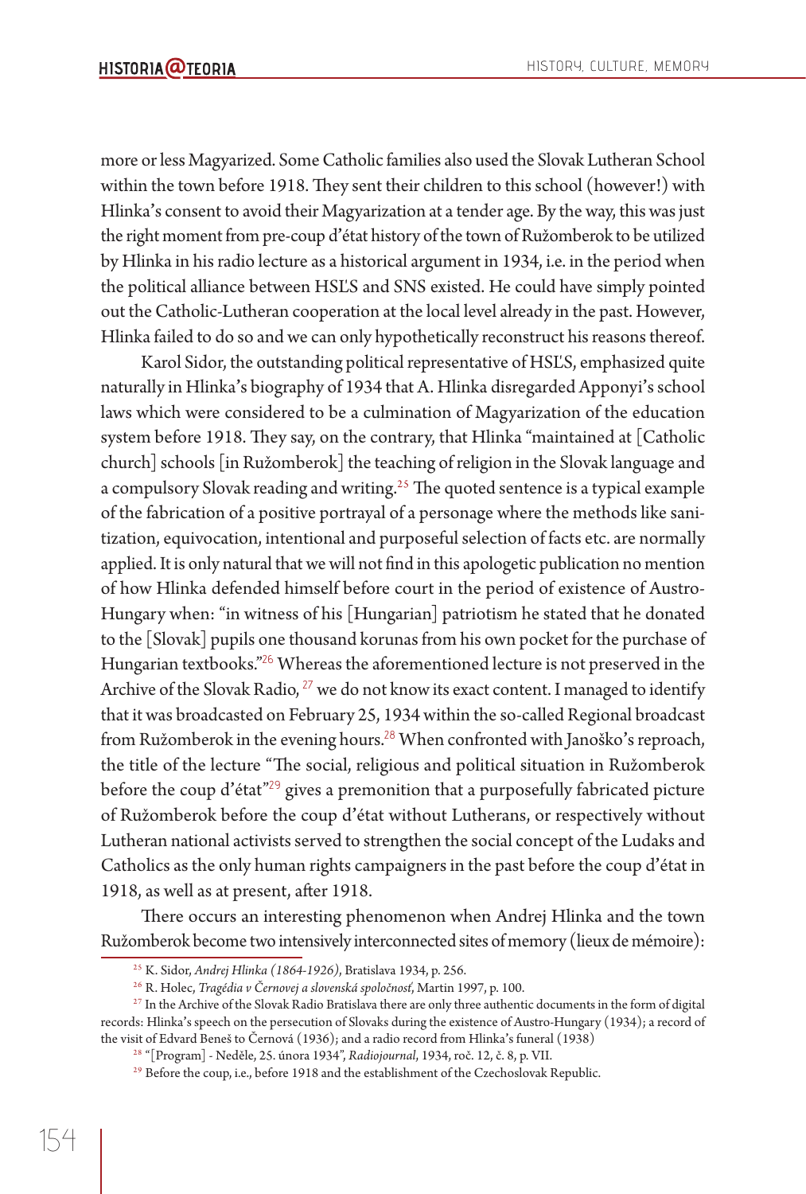more or less Magyarized. Some Catholic families also used the Slovak Lutheran School within the town before 1918. They sent their children to this school (however!) with Hlinka's consent to avoid their Magyarization at a tender age. By the way, this was just the right moment from pre-coup d'état history of the town of Ružomberok to be utilized by Hlinka in his radio lecture as a historical argument in 1934, i.e. in the period when the political alliance between HSĽS and SNS existed. He could have simply pointed out the Catholic-Lutheran cooperation at the local level already in the past. However, Hlinka failed to do so and we can only hypothetically reconstruct his reasons thereof.

Karol Sidor, the outstanding political representative of HSĽS, emphasized quite naturally in Hlinka's biography of 1934 that A. Hlinka disregarded Apponyi's school laws which were considered to be a culmination of Magyarization of the education system before 1918. They say, on the contrary, that Hlinka "maintained at [Catholic church] schools [in Ružomberok] the teaching of religion in the Slovak language and a compulsory Slovak reading and writing.[25] The quoted sentence is a typical example of the fabrication of a positive portrayal of a personage where the methods like sanitization, equivocation, intentional and purposeful selection of facts etc. are normally applied. It is only natural that we will not find in this apologetic publication no mention of how Hlinka defended himself before court in the period of existence of Austro-Hungary when: "in witness of his [Hungarian] patriotism he stated that he donated to the [Slovak] pupils one thousand korunas from his own pocket for the purchase of Hungarian textbooks."[26] Whereas the aforementioned lecture is not preserved in the Archive of the Slovak Radio, [27] we do not know its exact content. I managed to identify that it was broadcasted on February 25, 1934 within the so-called Regional broadcast from Ružomberok in the evening hours.[28] When confronted with Janoško's reproach, the title of the lecture "The social, religious and political situation in Ružomberok before the coup d'état"[29] gives a premonition that a purposefully fabricated picture of Ružomberok before the coup d'état without Lutherans, or respectively without Lutheran national activists served to strengthen the social concept of the Ludaks and Catholics as the only human rights campaigners in the past before the coup d'état in 1918, as well as at present, after 1918.

There occurs an interesting phenomenon when Andrej Hlinka and the town Ružomberok become two intensively interconnected sites of memory (lieux de mémoire):

---

[25] K. Sidor, *Andrej Hlinka (1864-1926)*, Bratislava 1934, p. 256.

[26] R. Holec, *Tragédia v Černovej a slovenská spoločnosť*, Martin 1997, p. 100.

[27] In the Archive of the Slovak Radio Bratislava there are only three authentic documents in the form of digital records: Hlinka's speech on the persecution of Slovaks during the existence of Austro-Hungary (1934); a record of the visit of Edvard Beneš to Černová (1936); and a radio record from Hlinka's funeral (1938)

[28] "[Program] - Neděle, 25. února 1934", *Radiojournal*, 1934, roč. 12, č. 8, p. VII.

[29] Before the coup, i.e., before 1918 and the establishment of the Czechoslovak Republic.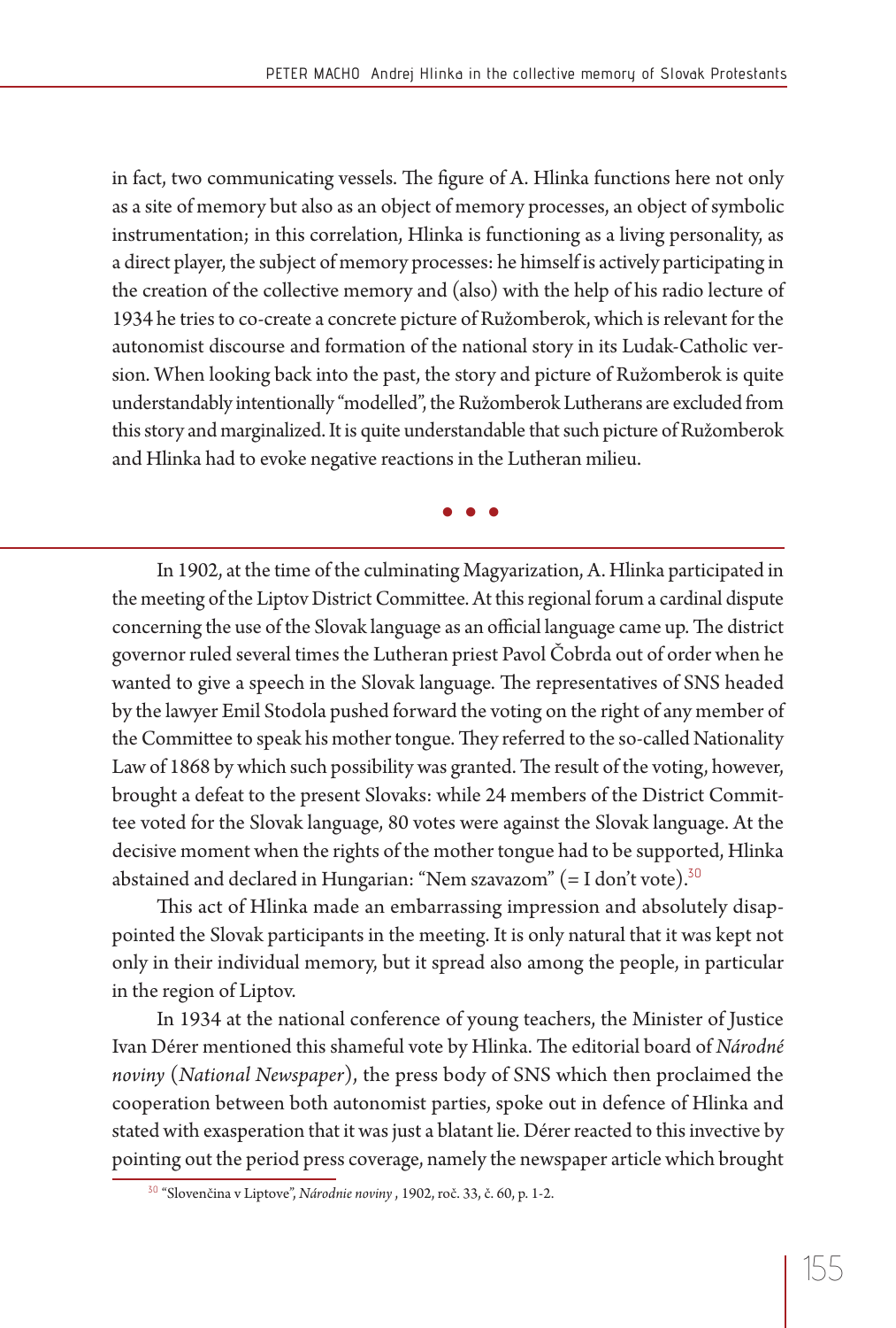in fact, two communicating vessels. The figure of A. Hlinka functions here not only as a site of memory but also as an object of memory processes, an object of symbolic instrumentation; in this correlation, Hlinka is functioning as a living personality, as a direct player, the subject of memory processes: he himself is actively participating in the creation of the collective memory and (also) with the help of his radio lecture of 1934 he tries to co-create a concrete picture of Ružomberok, which is relevant for the autonomist discourse and formation of the national story in its Ludak-Catholic version. When looking back into the past, the story and picture of Ružomberok is quite understandably intentionally "modelled", the Ružomberok Lutherans are excluded from this story and marginalized. It is quite understandable that such picture of Ružomberok and Hlinka had to evoke negative reactions in the Lutheran milieu.

• • •

In 1902, at the time of the culminating Magyarization, A. Hlinka participated in the meeting of the Liptov District Committee. At this regional forum a cardinal dispute concerning the use of the Slovak language as an official language came up. The district governor ruled several times the Lutheran priest Pavol Čobrda out of order when he wanted to give a speech in the Slovak language. The representatives of SNS headed by the lawyer Emil Stodola pushed forward the voting on the right of any member of the Committee to speak his mother tongue. They referred to the so-called Nationality Law of 1868 by which such possibility was granted. The result of the voting, however, brought a defeat to the present Slovaks: while 24 members of the District Committee voted for the Slovak language, 80 votes were against the Slovak language. At the decisive moment when the rights of the mother tongue had to be supported, Hlinka abstained and declared in Hungarian: "Nem szavazom" (= I don't vote).[30]

This act of Hlinka made an embarrassing impression and absolutely disappointed the Slovak participants in the meeting. It is only natural that it was kept not only in their individual memory, but it spread also among the people, in particular in the region of Liptov.

In 1934 at the national conference of young teachers, the Minister of Justice Ivan Dérer mentioned this shameful vote by Hlinka. The editorial board of *Národné noviny* (*National Newspaper*), the press body of SNS which then proclaimed the cooperation between both autonomist parties, spoke out in defence of Hlinka and stated with exasperation that it was just a blatant lie. Dérer reacted to this invective by pointing out the period press coverage, namely the newspaper article which brought

[30] "Slovenčina v Liptove", *Národnie noviny* , 1902, roč. 33, č. 60, p. 1-2.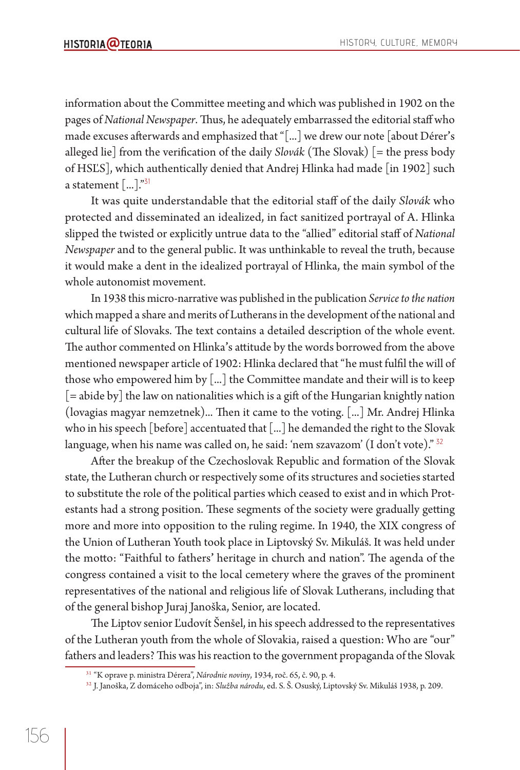information about the Committee meeting and which was published in 1902 on the pages of *National Newspaper*. Thus, he adequately embarrassed the editorial staff who made excuses afterwards and emphasized that "[...] we drew our note [about Dérer's alleged lie] from the verification of the daily *Slovák* (The Slovak) [= the press body of HSĽS], which authentically denied that Andrej Hlinka had made [in 1902] such a statement [...]."[31]

It was quite understandable that the editorial staff of the daily *Slovák* who protected and disseminated an idealized, in fact sanitized portrayal of A. Hlinka slipped the twisted or explicitly untrue data to the "allied" editorial staff of *National Newspaper* and to the general public. It was unthinkable to reveal the truth, because it would make a dent in the idealized portrayal of Hlinka, the main symbol of the whole autonomist movement.

In 1938 this micro-narrative was published in the publication *Service to the nation* which mapped a share and merits of Lutherans in the development of the national and cultural life of Slovaks. The text contains a detailed description of the whole event. The author commented on Hlinka's attitude by the words borrowed from the above mentioned newspaper article of 1902: Hlinka declared that "he must fulfil the will of those who empowered him by [...] the Committee mandate and their will is to keep [= abide by] the law on nationalities which is a gift of the Hungarian knightly nation (lovagias magyar nemzetnek)... Then it came to the voting. [...] Mr. Andrej Hlinka who in his speech [before] accentuated that [...] he demanded the right to the Slovak language, when his name was called on, he said: 'nem szavazom' (I don't vote)."[32]

After the breakup of the Czechoslovak Republic and formation of the Slovak state, the Lutheran church or respectively some of its structures and societies started to substitute the role of the political parties which ceased to exist and in which Protestants had a strong position. These segments of the society were gradually getting more and more into opposition to the ruling regime. In 1940, the XIX congress of the Union of Lutheran Youth took place in Liptovský Sv. Mikuláš. It was held under the motto: "Faithful to fathers' heritage in church and nation". The agenda of the congress contained a visit to the local cemetery where the graves of the prominent representatives of the national and religious life of Slovak Lutherans, including that of the general bishop Juraj Janoška, Senior, are located.

The Liptov senior Ľudovít Šenšel, in his speech addressed to the representatives of the Lutheran youth from the whole of Slovakia, raised a question: Who are "our" fathers and leaders? This was his reaction to the government propaganda of the Slovak

---

[31] "K oprave p. ministra Dérera", *Národnie noviny*, 1934, roč. 65, č. 90, p. 4.

[32] J. Janoška, Z domáceho odboja", in: *Služba národu*, ed. S. Š. Osuský, Liptovský Sv. Mikuláš 1938, p. 209.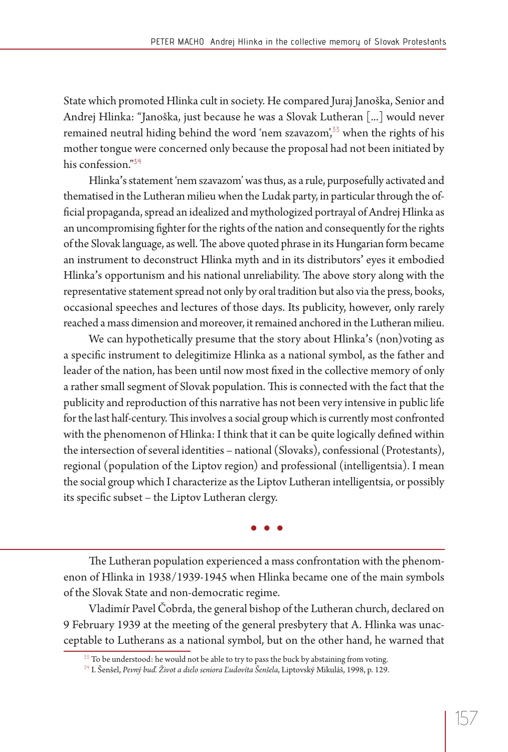State which promoted Hlinka cult in society. He compared Juraj Janoška, Senior and Andrej Hlinka: "Janoška, just because he was a Slovak Lutheran [...] would never remained neutral hiding behind the word 'nem szavazom',[33] when the rights of his mother tongue were concerned only because the proposal had not been initiated by his confession."[34]

Hlinka's statement 'nem szavazom' was thus, as a rule, purposefully activated and thematised in the Lutheran milieu when the Ludak party, in particular through the official propaganda, spread an idealized and mythologized portrayal of Andrej Hlinka as an uncompromising fighter for the rights of the nation and consequently for the rights of the Slovak language, as well. The above quoted phrase in its Hungarian form became an instrument to deconstruct Hlinka myth and in its distributors' eyes it embodied Hlinka's opportunism and his national unreliability. The above story along with the representative statement spread not only by oral tradition but also via the press, books, occasional speeches and lectures of those days. Its publicity, however, only rarely reached a mass dimension and moreover, it remained anchored in the Lutheran milieu.

We can hypothetically presume that the story about Hlinka's (non)voting as a specific instrument to delegitimize Hlinka as a national symbol, as the father and leader of the nation, has been until now most fixed in the collective memory of only a rather small segment of Slovak population. This is connected with the fact that the publicity and reproduction of this narrative has not been very intensive in public life for the last half-century. This involves a social group which is currently most confronted with the phenomenon of Hlinka: I think that it can be quite logically defined within the intersection of several identities – national (Slovaks), confessional (Protestants), regional (population of the Liptov region) and professional (intelligentsia). I mean the social group which I characterize as the Liptov Lutheran intelligentsia, or possibly its specific subset – the Liptov Lutheran clergy.

• • •

The Lutheran population experienced a mass confrontation with the phenomenon of Hlinka in 1938/1939-1945 when Hlinka became one of the main symbols of the Slovak State and non-democratic regime.

Vladimír Pavel Čobrda, the general bishop of the Lutheran church, declared on 9 February 1939 at the meeting of the general presbytery that A. Hlinka was unacceptable to Lutherans as a national symbol, but on the other hand, he warned that

[33] To be understood: he would not be able to try to pass the buck by abstaining from voting.

[34] I. Šenšel, *Pevný buď. Život a dielo seniora Ľudovíta Šenšela*, Liptovský Mikuláš, 1998, p. 129.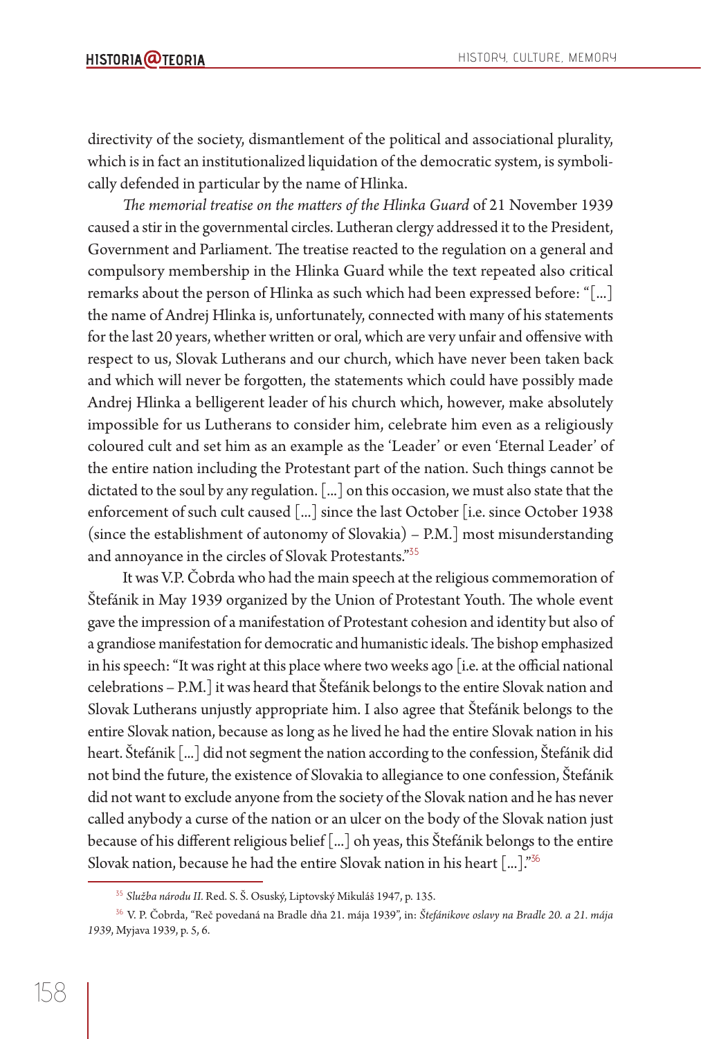directivity of the society, dismantlement of the political and associational plurality, which is in fact an institutionalized liquidation of the democratic system, is symbolically defended in particular by the name of Hlinka.

*The memorial treatise on the matters of the Hlinka Guard* of 21 November 1939 caused a stir in the governmental circles. Lutheran clergy addressed it to the President, Government and Parliament. The treatise reacted to the regulation on a general and compulsory membership in the Hlinka Guard while the text repeated also critical remarks about the person of Hlinka as such which had been expressed before: "[...] the name of Andrej Hlinka is, unfortunately, connected with many of his statements for the last 20 years, whether written or oral, which are very unfair and offensive with respect to us, Slovak Lutherans and our church, which have never been taken back and which will never be forgotten, the statements which could have possibly made Andrej Hlinka a belligerent leader of his church which, however, make absolutely impossible for us Lutherans to consider him, celebrate him even as a religiously coloured cult and set him as an example as the 'Leader' or even 'Eternal Leader' of the entire nation including the Protestant part of the nation. Such things cannot be dictated to the soul by any regulation. [...] on this occasion, we must also state that the enforcement of such cult caused [...] since the last October [i.e. since October 1938 (since the establishment of autonomy of Slovakia) – P.M.] most misunderstanding and annoyance in the circles of Slovak Protestants."[35]

It was V.P. Čobrda who had the main speech at the religious commemoration of Štefánik in May 1939 organized by the Union of Protestant Youth. The whole event gave the impression of a manifestation of Protestant cohesion and identity but also of a grandiose manifestation for democratic and humanistic ideals. The bishop emphasized in his speech: "It was right at this place where two weeks ago [i.e. at the official national celebrations – P.M.] it was heard that Štefánik belongs to the entire Slovak nation and Slovak Lutherans unjustly appropriate him. I also agree that Štefánik belongs to the entire Slovak nation, because as long as he lived he had the entire Slovak nation in his heart. Štefánik [...] did not segment the nation according to the confession, Štefánik did not bind the future, the existence of Slovakia to allegiance to one confession, Štefánik did not want to exclude anyone from the society of the Slovak nation and he has never called anybody a curse of the nation or an ulcer on the body of the Slovak nation just because of his different religious belief [...] oh yeas, this Štefánik belongs to the entire Slovak nation, because he had the entire Slovak nation in his heart [...]."[36]

---

[35] *Služba národu II.* Red. S. Š. Osuský, Liptovský Mikuláš 1947, p. 135.

[36] V. P. Čobrda, "Reč povedaná na Bradle dňa 21. mája 1939", in: *Štefánikove oslavy na Bradle 20. a 21. mája 1939*, Myjava 1939, p. 5, 6.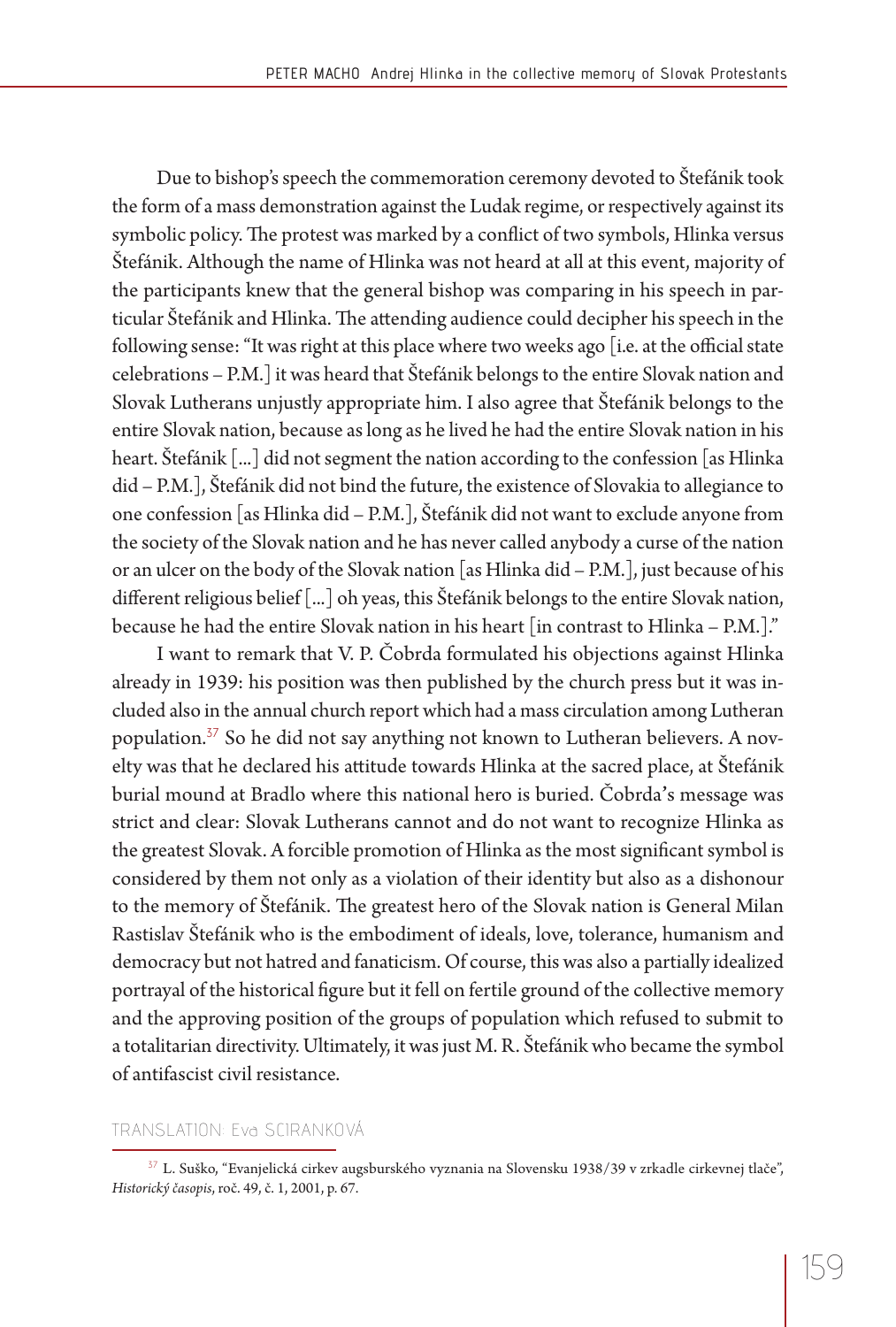Due to bishop's speech the commemoration ceremony devoted to Štefánik took the form of a mass demonstration against the Ludak regime, or respectively against its symbolic policy. The protest was marked by a conflict of two symbols, Hlinka versus Štefánik. Although the name of Hlinka was not heard at all at this event, majority of the participants knew that the general bishop was comparing in his speech in particular Štefánik and Hlinka. The attending audience could decipher his speech in the following sense: "It was right at this place where two weeks ago [i.e. at the official state celebrations – P.M.] it was heard that Štefánik belongs to the entire Slovak nation and Slovak Lutherans unjustly appropriate him. I also agree that Štefánik belongs to the entire Slovak nation, because as long as he lived he had the entire Slovak nation in his heart. Štefánik [...] did not segment the nation according to the confession [as Hlinka did – P.M.], Štefánik did not bind the future, the existence of Slovakia to allegiance to one confession [as Hlinka did – P.M.], Štefánik did not want to exclude anyone from the society of the Slovak nation and he has never called anybody a curse of the nation or an ulcer on the body of the Slovak nation [as Hlinka did – P.M.], just because of his different religious belief [...] oh yeas, this Štefánik belongs to the entire Slovak nation, because he had the entire Slovak nation in his heart [in contrast to Hlinka – P.M.]."

I want to remark that V. P. Čobrda formulated his objections against Hlinka already in 1939: his position was then published by the church press but it was included also in the annual church report which had a mass circulation among Lutheran population.[37] So he did not say anything not known to Lutheran believers. A novelty was that he declared his attitude towards Hlinka at the sacred place, at Štefánik burial mound at Bradlo where this national hero is buried. Čobrda's message was strict and clear: Slovak Lutherans cannot and do not want to recognize Hlinka as the greatest Slovak. A forcible promotion of Hlinka as the most significant symbol is considered by them not only as a violation of their identity but also as a dishonour to the memory of Štefánik. The greatest hero of the Slovak nation is General Milan Rastislav Štefánik who is the embodiment of ideals, love, tolerance, humanism and democracy but not hatred and fanaticism. Of course, this was also a partially idealized portrayal of the historical figure but it fell on fertile ground of the collective memory and the approving position of the groups of population which refused to submit to a totalitarian directivity. Ultimately, it was just M. R. Štefánik who became the symbol of antifascist civil resistance.

TRANSLATION: Eva SCIRANKOVÁ

[37] L. Suško, "Evanjelická cirkev augsburského vyznania na Slovensku 1938/39 v zrkadle cirkevnej tlače", *Historický časopis*, roč. 49, č. 1, 2001, p. 67.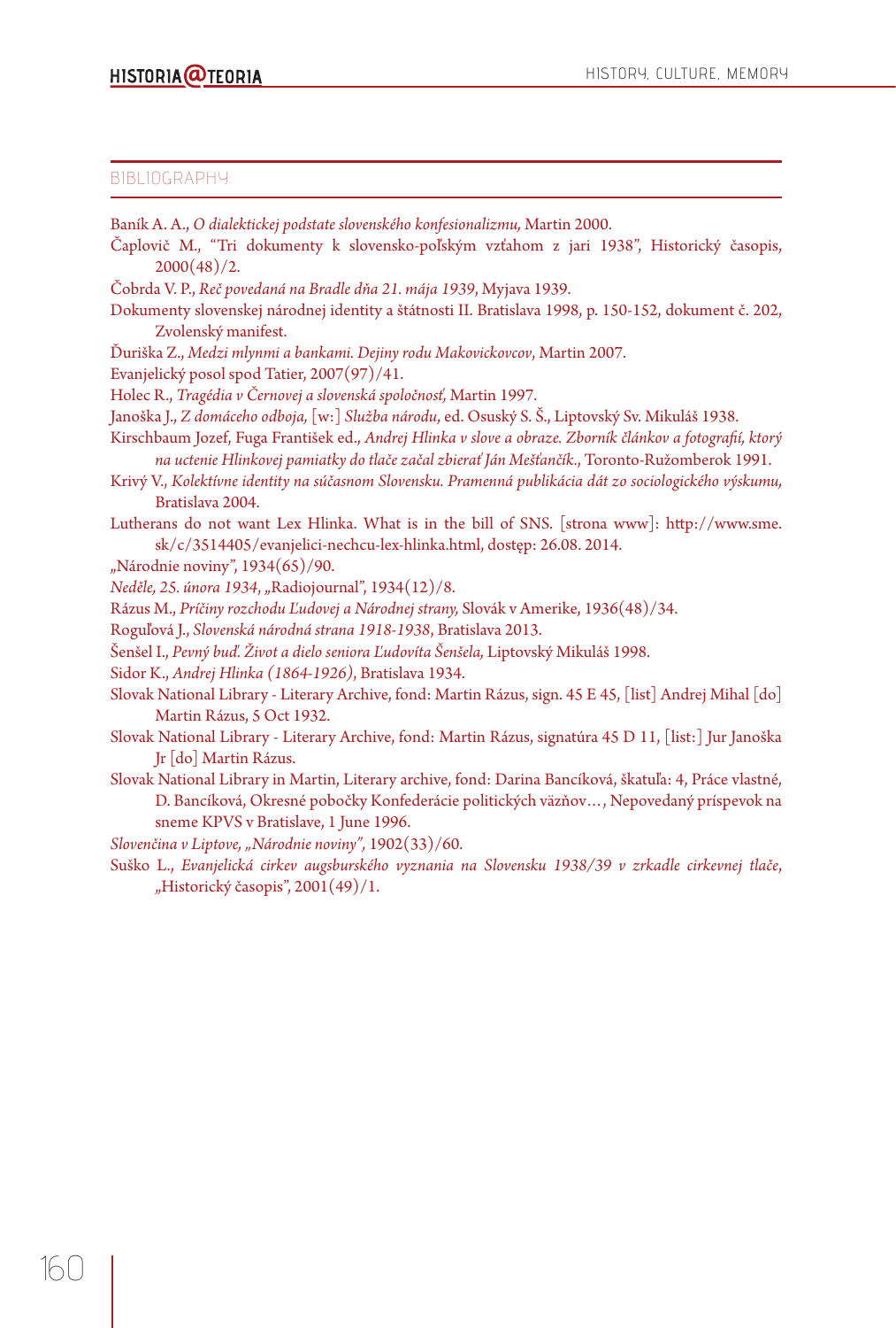## BIBLIOGRAPHY

Baník A. A., *O dialektickej podstate slovenského konfesionalizmu,* Martin 2000.

Čaplovič M., "Tri dokumenty k slovensko-poľským vzťahom z jari 1938", Historický časopis, 2000(48)/2.

Čobrda V. P., *Reč povedaná na Bradle dňa 21. mája 1939,* Myjava 1939.

Dokumenty slovenskej národnej identity a štátnosti II. Bratislava 1998, p. 150-152, dokument č. 202, Zvolenský manifest.

Ďuriška Z., *Medzi mlynmi a bankami. Dejiny rodu Makovickovcov*, Martin 2007.

Evanjelický posol spod Tatier, 2007(97)/41.

Holec R., *Tragédia v Černovej a slovenská spoločnosť,* Martin 1997.

Janoška J., *Z domáceho odboja,* [w:] *Služba národu*, ed. Osuský S. Š., Liptovský Sv. Mikuláš 1938.

Kirschbaum Jozef, Fuga František ed., *Andrej Hlinka v slove a obraze. Zborník článkov a fotografií, ktorý na uctenie Hlinkovej pamiatky do tlače začal zbierať Ján Mešťančík.*, Toronto-Ružomberok 1991.

Krivý V., *Kolektívne identity na súčasnom Slovensku. Pramenná publikácia dát zo sociologického výskumu,* Bratislava 2004.

Lutherans do not want Lex Hlinka. What is in the bill of SNS. [strona www]: http://www.sme.sk/c/3514405/evanjelici-nechcu-lex-hlinka.html, dostęp: 26.08. 2014.

„Národnie noviny", 1934(65)/90.

*Neděle, 25. února 1934*, „Radiojournal", 1934(12)/8.

Rázus M., *Príčiny rozchodu Ľudovej a Národnej strany,* Slovák v Amerike, 1936(48)/34.

Roguľová J., *Slovenská národná strana 1918-1938*, Bratislava 2013.

Šenšel I., *Pevný buď. Život a dielo seniora Ľudovíta Šenšela,* Liptovský Mikuláš 1998.

Sidor K., *Andrej Hlinka (1864-1926)*, Bratislava 1934.

Slovak National Library - Literary Archive, fond: Martin Rázus, sign. 45 E 45, [list] Andrej Mihal [do] Martin Rázus, 5 Oct 1932.

Slovak National Library - Literary Archive, fond: Martin Rázus, signatúra 45 D 11, [list:] Jur Janoška Jr [do] Martin Rázus.

Slovak National Library in Martin, Literary archive, fond: Darina Bancíková, škatuľa: 4, Práce vlastné, D. Bancíková, Okresné pobočky Konfederácie politických väzňov…, Nepovedaný príspevok na sneme KPVS v Bratislave, 1 June 1996.

*Slovenčina v Liptove, „Národnie noviny",* 1902(33)/60.

Suško L., *Evanjelická cirkev augsburského vyznania na Slovensku 1938/39 v zrkadle cirkevnej tlače*, „Historický časopis", 2001(49)/1.